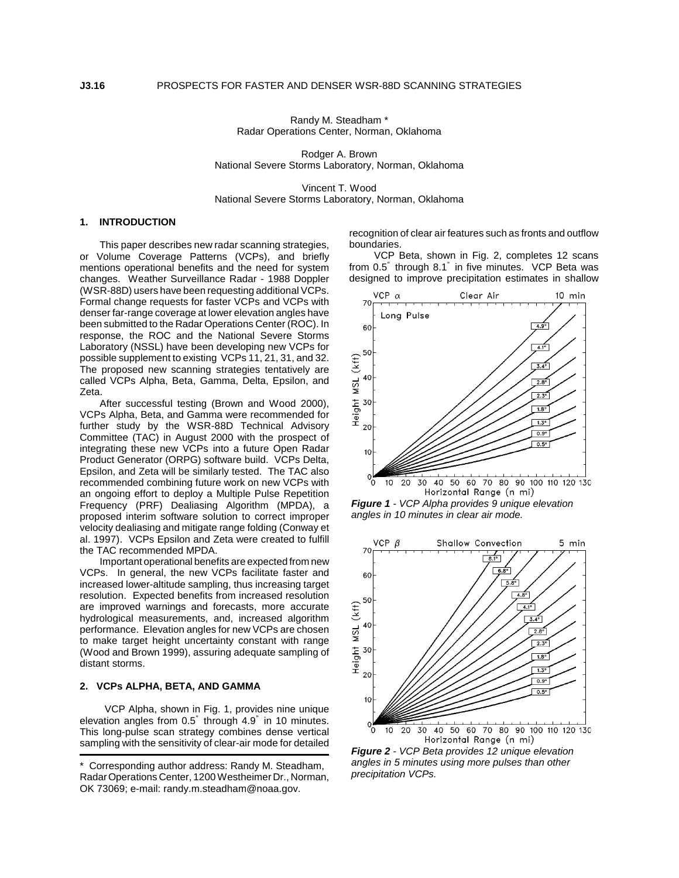# J3.16 PROSPECTS FOR FASTER AND DENSER WSR-88D SCANNING STRATEGIES

Randy M. Steadham *
Radar Operations Center, Norman, Oklahoma

Rodger A. Brown
National Severe Storms Laboratory, Norman, Oklahoma

Vincent T. Wood
National Severe Storms Laboratory, Norman, Oklahoma

## 1. INTRODUCTION

This paper describes new radar scanning strategies, or Volume Coverage Patterns (VCPs), and briefly mentions operational benefits and the need for system changes. Weather Surveillance Radar - 1988 Doppler (WSR-88D) users have been requesting additional VCPs. Formal change requests for faster VCPs and VCPs with denser far-range coverage at lower elevation angles have been submitted to the Radar Operations Center (ROC). In response, the ROC and the National Severe Storms Laboratory (NSSL) have been developing new VCPs for possible supplement to existing VCPs 11, 21, 31, and 32. The proposed new scanning strategies tentatively are called VCPs Alpha, Beta, Gamma, Delta, Epsilon, and Zeta.

After successful testing (Brown and Wood 2000), VCPs Alpha, Beta, and Gamma were recommended for further study by the WSR-88D Technical Advisory Committee (TAC) in August 2000 with the prospect of integrating these new VCPs into a future Open Radar Product Generator (ORPG) software build. VCPs Delta, Epsilon, and Zeta will be similarly tested. The TAC also recommended combining future work on new VCPs with an ongoing effort to deploy a Multiple Pulse Repetition Frequency (PRF) Dealiasing Algorithm (MPDA), a proposed interim software solution to correct improper velocity dealiasing and mitigate range folding (Conway et al. 1997). VCPs Epsilon and Zeta were created to fulfill the TAC recommended MPDA.

Important operational benefits are expected from new VCPs. In general, the new VCPs facilitate faster and increased lower-altitude sampling, thus increasing target resolution. Expected benefits from increased resolution are improved warnings and forecasts, more accurate hydrological measurements, and, increased algorithm performance. Elevation angles for new VCPs are chosen to make target height uncertainty constant with range (Wood and Brown 1999), assuring adequate sampling of distant storms.

## 2. VCPs ALPHA, BETA, AND GAMMA

VCP Alpha, shown in Fig. 1, provides nine unique elevation angles from 0.5° through 4.9° in 10 minutes. This long-pulse scan strategy combines dense vertical sampling with the sensitivity of clear-air mode for detailed recognition of clear air features such as fronts and outflow boundaries.

VCP Beta, shown in Fig. 2, completes 12 scans from 0.5° through 8.1° in five minutes. VCP Beta was designed to improve precipitation estimates in shallow

***Figure 1*** *- VCP Alpha provides 9 unique elevation angles in 10 minutes in clear air mode.*

***Figure 2*** *- VCP Beta provides 12 unique elevation angles in 5 minutes using more pulses than other precipitation VCPs.*

---

\* Corresponding author address: Randy M. Steadham, Radar Operations Center, 1200 Westheimer Dr., Norman, OK 73069; e-mail: randy.m.steadham@noaa.gov.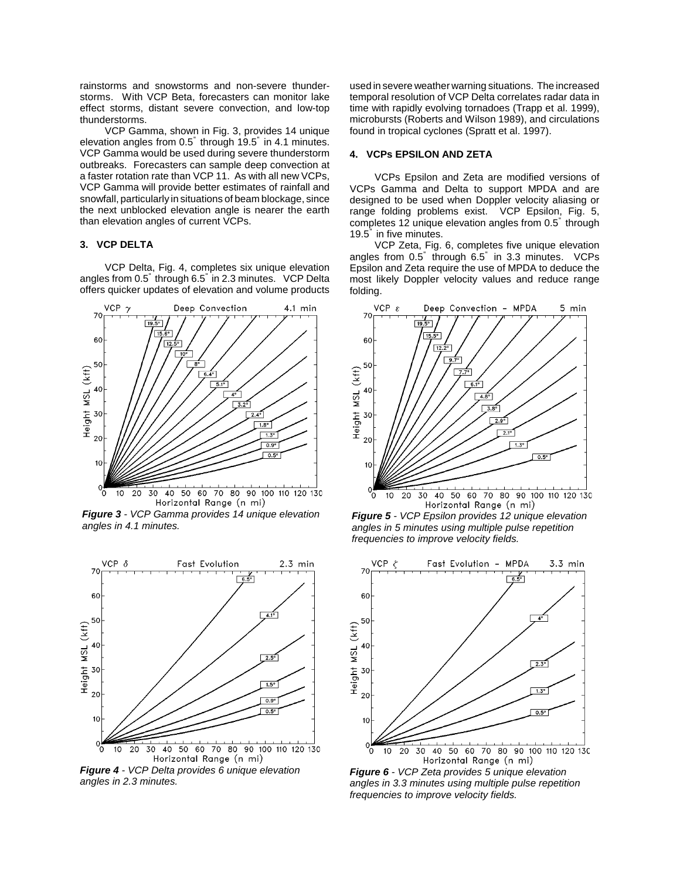rainstorms and snowstorms and non-severe thunderstorms. With VCP Beta, forecasters can monitor lake effect storms, distant severe convection, and low-top thunderstorms.

VCP Gamma, shown in Fig. 3, provides 14 unique elevation angles from 0.5° through 19.5° in 4.1 minutes. VCP Gamma would be used during severe thunderstorm outbreaks. Forecasters can sample deep convection at a faster rotation rate than VCP 11. As with all new VCPs, VCP Gamma will provide better estimates of rainfall and snowfall, particularly in situations of beam blockage, since the next unblocked elevation angle is nearer the earth than elevation angles of current VCPs.

## 3. VCP DELTA

VCP Delta, Fig. 4, completes six unique elevation angles from 0.5° through 6.5° in 2.3 minutes. VCP Delta offers quicker updates of elevation and volume products used in severe weather warning situations. The increased temporal resolution of VCP Delta correlates radar data in time with rapidly evolving tornadoes (Trapp et al. 1999), microbursts (Roberts and Wilson 1989), and circulations found in tropical cyclones (Spratt et al. 1997).

## 4. VCPs EPSILON AND ZETA

VCPs Epsilon and Zeta are modified versions of VCPs Gamma and Delta to support MPDA and are designed to be used when Doppler velocity aliasing or range folding problems exist. VCP Epsilon, Fig. 5, completes 12 unique elevation angles from 0.5° through 19.5° in five minutes.

VCP Zeta, Fig. 6, completes five unique elevation angles from 0.5° through 6.5° in 3.3 minutes. VCPs Epsilon and Zeta require the use of MPDA to deduce the most likely Doppler velocity values and reduce range folding.

***Figure 3*** *- VCP Gamma provides 14 unique elevation angles in 4.1 minutes.*

***Figure 4*** *- VCP Delta provides 6 unique elevation angles in 2.3 minutes.*

***Figure 5*** *- VCP Epsilon provides 12 unique elevation angles in 5 minutes using multiple pulse repetition frequencies to improve velocity fields.*

***Figure 6*** *- VCP Zeta provides 5 unique elevation angles in 3.3 minutes using multiple pulse repetition frequencies to improve velocity fields.*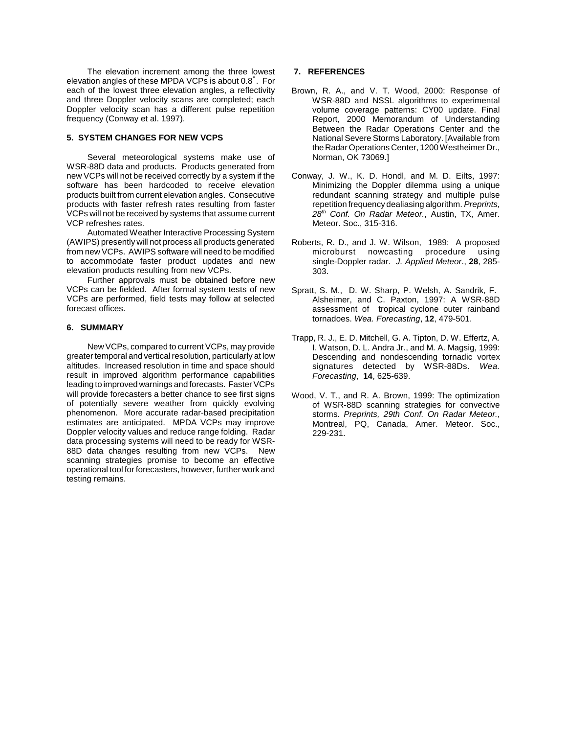The elevation increment among the three lowest elevation angles of these MPDA VCPs is about 0.8°. For each of the lowest three elevation angles, a reflectivity and three Doppler velocity scans are completed; each Doppler velocity scan has a different pulse repetition frequency (Conway et al. 1997).

## 5. SYSTEM CHANGES FOR NEW VCPS

Several meteorological systems make use of WSR-88D data and products. Products generated from new VCPs will not be received correctly by a system if the software has been hardcoded to receive elevation products built from current elevation angles. Consecutive products with faster refresh rates resulting from faster VCPs will not be received by systems that assume current VCP refreshes rates.

Automated Weather Interactive Processing System (AWIPS) presently will not process all products generated from new VCPs. AWIPS software will need to be modified to accommodate faster product updates and new elevation products resulting from new VCPs.

Further approvals must be obtained before new VCPs can be fielded. After formal system tests of new VCPs are performed, field tests may follow at selected forecast offices.

## 6. SUMMARY

New VCPs, compared to current VCPs, may provide greater temporal and vertical resolution, particularly at low altitudes. Increased resolution in time and space should result in improved algorithm performance capabilities leading to improved warnings and forecasts. Faster VCPs will provide forecasters a better chance to see first signs of potentially severe weather from quickly evolving phenomenon. More accurate radar-based precipitation estimates are anticipated. MPDA VCPs may improve Doppler velocity values and reduce range folding. Radar data processing systems will need to be ready for WSR-88D data changes resulting from new VCPs. New scanning strategies promise to become an effective operational tool for forecasters, however, further work and testing remains.

## 7. REFERENCES

Brown, R. A., and V. T. Wood, 2000: Response of WSR-88D and NSSL algorithms to experimental volume coverage patterns: CY00 update. Final Report, 2000 Memorandum of Understanding Between the Radar Operations Center and the National Severe Storms Laboratory. [Available from the Radar Operations Center, 1200 Westheimer Dr., Norman, OK 73069.]

Conway, J. W., K. D. Hondl, and M. D. Eilts, 1997: Minimizing the Doppler dilemma using a unique redundant scanning strategy and multiple pulse repetition frequency dealiasing algorithm. *Preprints, 28th Conf. On Radar Meteor.*, Austin, TX, Amer. Meteor. Soc., 315-316.

Roberts, R. D., and J. W. Wilson, 1989: A proposed microburst nowcasting procedure using single-Doppler radar. *J. Applied Meteor.*, **28**, 285-303.

Spratt, S. M., D. W. Sharp, P. Welsh, A. Sandrik, F. Alsheimer, and C. Paxton, 1997: A WSR-88D assessment of tropical cyclone outer rainband tornadoes. *Wea. Forecasting*, **12**, 479-501.

Trapp, R. J., E. D. Mitchell, G. A. Tipton, D. W. Effertz, A. I. Watson, D. L. Andra Jr., and M. A. Magsig, 1999: Descending and nondescending tornadic vortex signatures detected by WSR-88Ds. *Wea. Forecasting*, **14**, 625-639.

Wood, V. T., and R. A. Brown, 1999: The optimization of WSR-88D scanning strategies for convective storms. *Preprints, 29th Conf. On Radar Meteor.*, Montreal, PQ, Canada, Amer. Meteor. Soc., 229-231.